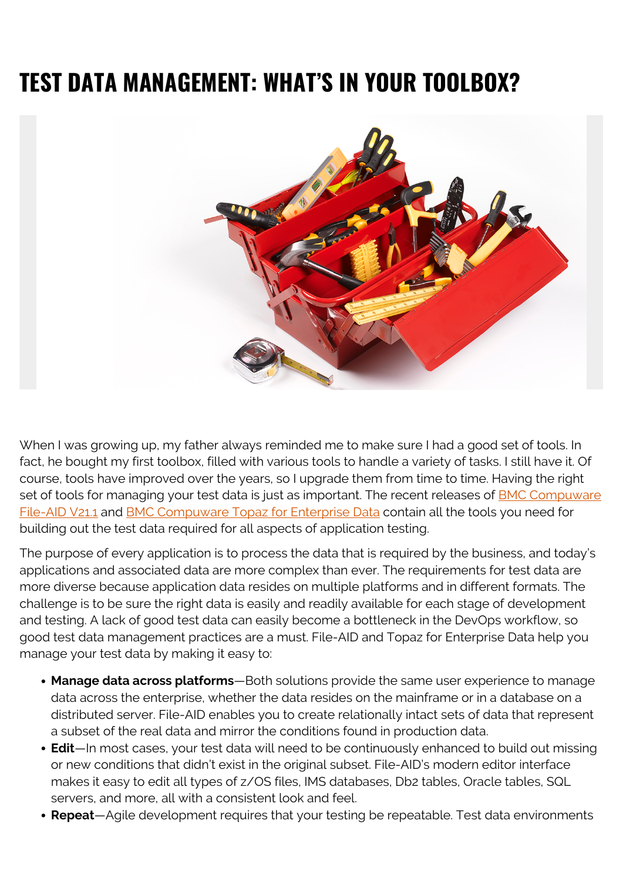# TEST DATA MANAGEMENT: WHAT'S IN YOUR TOOLBOX?

When I was growing up, my father always reminded me to make sure I had a good set of tools. In fact, he bought my first toolbox, filled with various tools to handle a variety of tasks. I still have it. Of course, tools have improved over the years, so I upgrade them from time to time. Having the right set of tools for managing your test data is just as important. The recent releases of BMC Compuware File-AID V21.1 and BMC Compuware Topaz for Enterprise Data contain all the tools you need for building out the test data required for all aspects of application testing.

The purpose of every application is to process the data that is required by the business, and today's applications and associated data are more complex than ever. The requirements for test data are more diverse because application data resides on multiple platforms and in different formats. The challenge is to be sure the right data is easily and readily available for each stage of development and testing. A lack of good test data can easily become a bottleneck in the DevOps workflow, so good test data management practices are a must. File-AID and Topaz for Enterprise Data help you manage your test data by making it easy to:

- **Manage data across platforms**—Both solutions provide the same user experience to manage data across the enterprise, whether the data resides on the mainframe or in a database on a distributed server. File-AID enables you to create relationally intact sets of data that represent a subset of the real data and mirror the conditions found in production data.
- **Edit**—In most cases, your test data will need to be continuously enhanced to build out missing or new conditions that didn't exist in the original subset. File-AID's modern editor interface makes it easy to edit all types of z/OS files, IMS databases, Db2 tables, Oracle tables, SQL servers, and more, all with a consistent look and feel.
- **Repeat**—Agile development requires that your testing be repeatable. Test data environments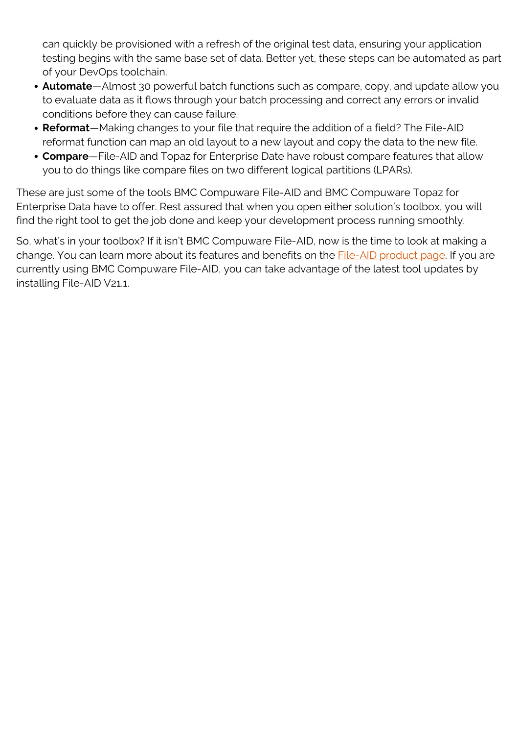can quickly be provisioned with a refresh of the original test data, ensuring your application testing begins with the same base set of data. Better yet, these steps can be automated as part of your DevOps toolchain.

- **Automate**—Almost 30 powerful batch functions such as compare, copy, and update allow you to evaluate data as it flows through your batch processing and correct any errors or invalid conditions before they can cause failure.
- **Reformat**—Making changes to your file that require the addition of a field? The File-AID reformat function can map an old layout to a new layout and copy the data to the new file.
- **Compare**—File-AID and Topaz for Enterprise Date have robust compare features that allow you to do things like compare files on two different logical partitions (LPARs).

These are just some of the tools BMC Compuware File-AID and BMC Compuware Topaz for Enterprise Data have to offer. Rest assured that when you open either solution's toolbox, you will find the right tool to get the job done and keep your development process running smoothly.

So, what's in your toolbox? If it isn't BMC Compuware File-AID, now is the time to look at making a change. You can learn more about its features and benefits on the File-AID product page. If you are currently using BMC Compuware File-AID, you can take advantage of the latest tool updates by installing File-AID V21.1.